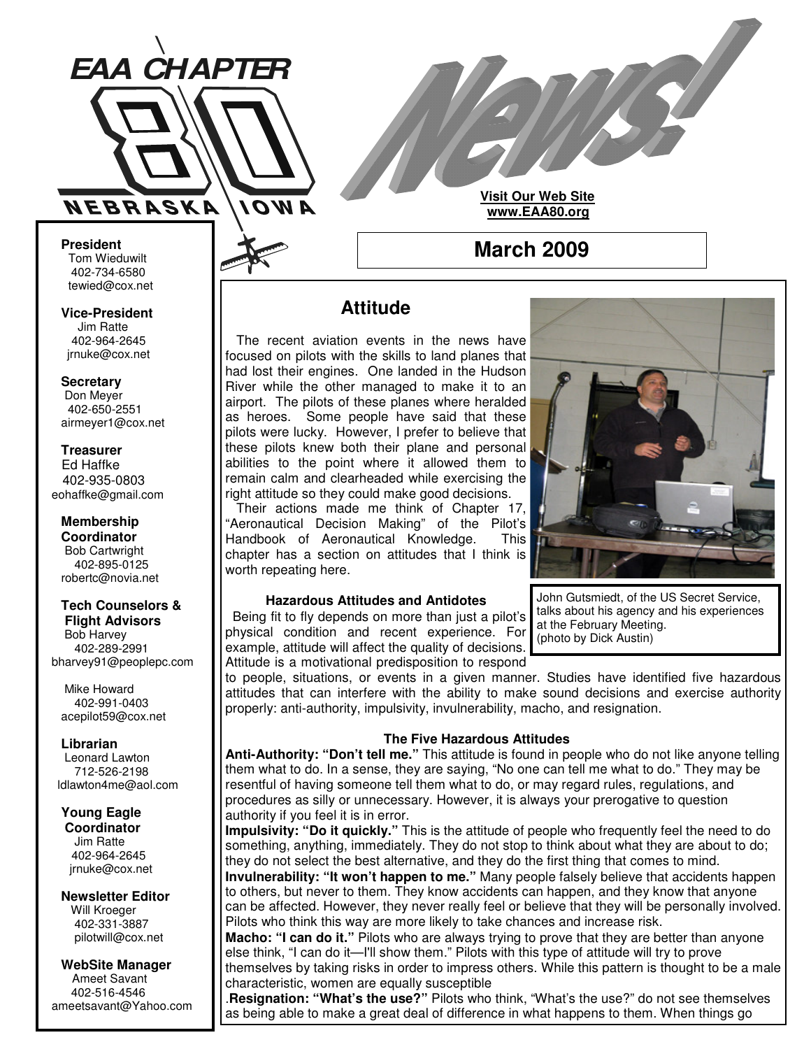# EAA CHAPTER 80

NEBRASKA IOWA

# News!

**Visit Our Web Site**
**www.EAA80.org**

## March 2009

**President**
Tom Wieduwilt
402-734-6580
tewied@cox.net

**Vice-President**
Jim Ratte
402-964-2645
jrnuke@cox.net

**Secretary**
Don Meyer
402-650-2551
airmeyer1@cox.net

**Treasurer**
Ed Haffke
402-935-0803
eohaffke@gmail.com

**Membership Coordinator**
Bob Cartwright
402-895-0125
robertc@novia.net

**Tech Counselors & Flight Advisors**
Bob Harvey
402-289-2991
bharvey91@peoplepc.com

Mike Howard
402-991-0403
acepilot59@cox.net

**Librarian**
Leonard Lawton
712-526-2198
ldlawton4me@aol.com

**Young Eagle Coordinator**
Jim Ratte
402-964-2645
jrnuke@cox.net

**Newsletter Editor**
Will Kroeger
402-331-3887
pilotwill@cox.net

**WebSite Manager**
Ameet Savant
402-516-4546
ameetsavant@Yahoo.com

## Attitude

The recent aviation events in the news have focused on pilots with the skills to land planes that had lost their engines. One landed in the Hudson River while the other managed to make it to an airport. The pilots of these planes where heralded as heroes. Some people have said that these pilots were lucky. However, I prefer to believe that these pilots knew both their plane and personal abilities to the point where it allowed them to remain calm and clearheaded while exercising the right attitude so they could make good decisions.

Their actions made me think of Chapter 17, "Aeronautical Decision Making" of the Pilot's Handbook of Aeronautical Knowledge. This chapter has a section on attitudes that I think is worth repeating here.

John Gutsmiedt, of the US Secret Service, talks about his agency and his experiences at the February Meeting.
(photo by Dick Austin)

### Hazardous Attitudes and Antidotes

Being fit to fly depends on more than just a pilot's physical condition and recent experience. For example, attitude will affect the quality of decisions. Attitude is a motivational predisposition to respond to people, situations, or events in a given manner. Studies have identified five hazardous attitudes that can interfere with the ability to make sound decisions and exercise authority properly: anti-authority, impulsivity, invulnerability, macho, and resignation.

### The Five Hazardous Attitudes

**Anti-Authority: "Don't tell me."** This attitude is found in people who do not like anyone telling them what to do. In a sense, they are saying, "No one can tell me what to do." They may be resentful of having someone tell them what to do, or may regard rules, regulations, and procedures as silly or unnecessary. However, it is always your prerogative to question authority if you feel it is in error.

**Impulsivity: "Do it quickly."** This is the attitude of people who frequently feel the need to do something, anything, immediately. They do not stop to think about what they are about to do; they do not select the best alternative, and they do the first thing that comes to mind.

**Invulnerability: "It won't happen to me."** Many people falsely believe that accidents happen to others, but never to them. They know accidents can happen, and they know that anyone can be affected. However, they never really feel or believe that they will be personally involved. Pilots who think this way are more likely to take chances and increase risk.

**Macho: "I can do it."** Pilots who are always trying to prove that they are better than anyone else think, "I can do it—I'll show them." Pilots with this type of attitude will try to prove themselves by taking risks in order to impress others. While this pattern is thought to be a male characteristic, women are equally susceptible

.**Resignation: "What's the use?"** Pilots who think, "What's the use?" do not see themselves as being able to make a great deal of difference in what happens to them. When things go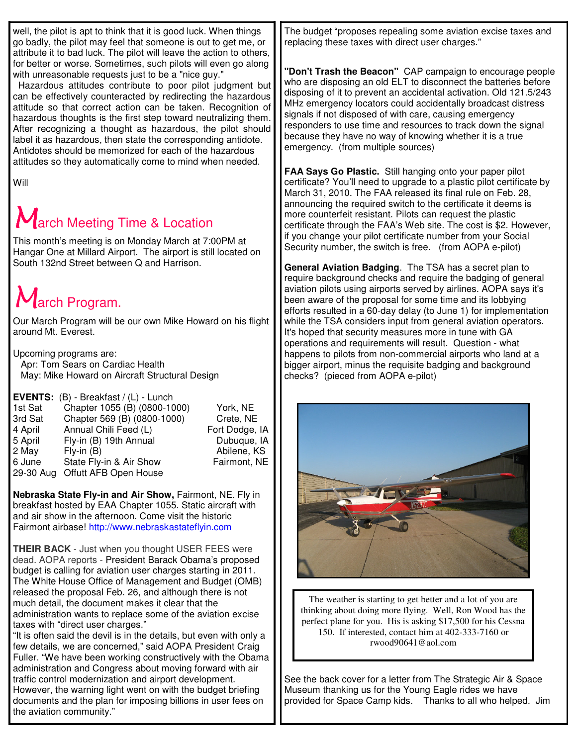well, the pilot is apt to think that it is good luck. When things go badly, the pilot may feel that someone is out to get me, or attribute it to bad luck. The pilot will leave the action to others, for better or worse. Sometimes, such pilots will even go along with unreasonable requests just to be a "nice guy."

Hazardous attitudes contribute to poor pilot judgment but can be effectively counteracted by redirecting the hazardous attitude so that correct action can be taken. Recognition of hazardous thoughts is the first step toward neutralizing them. After recognizing a thought as hazardous, the pilot should label it as hazardous, then state the corresponding antidote. Antidotes should be memorized for each of the hazardous attitudes so they automatically come to mind when needed.

Will

## March Meeting Time & Location

This month's meeting is on Monday March at 7:00PM at Hangar One at Millard Airport. The airport is still located on South 132nd Street between Q and Harrison.

## March Program.

Our March Program will be our own Mike Howard on his flight around Mt. Everest.

Upcoming programs are:
- Apr: Tom Sears on Cardiac Health
- May: Mike Howard on Aircraft Structural Design

**EVENTS:** (B) - Breakfast / (L) - Lunch

| | | |
|---|---|---|
| 1st Sat | Chapter 1055 (B) (0800-1000) | York, NE |
| 3rd Sat | Chapter 569 (B) (0800-1000) | Crete, NE |
| 4 April | Annual Chili Feed (L) | Fort Dodge, IA |
| 5 April | Fly-in (B) 19th Annual | Dubuque, IA |
| 2 May | Fly-in (B) | Abilene, KS |
| 6 June | State Fly-in & Air Show | Fairmont, NE |
| 29-30 Aug | Offutt AFB Open House | |

**Nebraska State Fly-in and Air Show,** Fairmont, NE. Fly in breakfast hosted by EAA Chapter 1055. Static aircraft with and air show in the afternoon. Come visit the historic Fairmont airbase! http://www.nebraskastateflyin.com

**THEIR BACK** - Just when you thought USER FEES were dead. AOPA reports - President Barack Obama's proposed budget is calling for aviation user charges starting in 2011. The White House Office of Management and Budget (OMB) released the proposal Feb. 26, and although there is not much detail, the document makes it clear that the administration wants to replace some of the aviation excise taxes with "direct user charges."

"It is often said the devil is in the details, but even with only a few details, we are concerned," said AOPA President Craig Fuller. "We have been working constructively with the Obama administration and Congress about moving forward with air traffic control modernization and airport development. However, the warning light went on with the budget briefing documents and the plan for imposing billions in user fees on the aviation community."

The budget "proposes repealing some aviation excise taxes and replacing these taxes with direct user charges."

**"Don't Trash the Beacon"** CAP campaign to encourage people who are disposing an old ELT to disconnect the batteries before disposing of it to prevent an accidental activation. Old 121.5/243 MHz emergency locators could accidentally broadcast distress signals if not disposed of with care, causing emergency responders to use time and resources to track down the signal because they have no way of knowing whether it is a true emergency. (from multiple sources)

**FAA Says Go Plastic.** Still hanging onto your paper pilot certificate? You'll need to upgrade to a plastic pilot certificate by March 31, 2010. The FAA released its final rule on Feb. 28, announcing the required switch to the certificate it deems is more counterfeit resistant. Pilots can request the plastic certificate through the FAA's Web site. The cost is $2. However, if you change your pilot certificate number from your Social Security number, the switch is free. (from AOPA e-pilot)

**General Aviation Badging**. The TSA has a secret plan to require background checks and require the badging of general aviation pilots using airports served by airlines. AOPA says it's been aware of the proposal for some time and its lobbying efforts resulted in a 60-day delay (to June 1) for implementation while the TSA considers input from general aviation operators. It's hoped that security measures more in tune with GA operations and requirements will result. Question - what happens to pilots from non-commercial airports who land at a bigger airport, minus the requisite badging and background checks? (pieced from AOPA e-pilot)

The weather is starting to get better and a lot of you are thinking about doing more flying. Well, Ron Wood has the perfect plane for you. His is asking $17,500 for his Cessna 150. If interested, contact him at 402-333-7160 or rwood90641@aol.com

See the back cover for a letter from The Strategic Air & Space Museum thanking us for the Young Eagle rides we have provided for Space Camp kids. Thanks to all who helped. Jim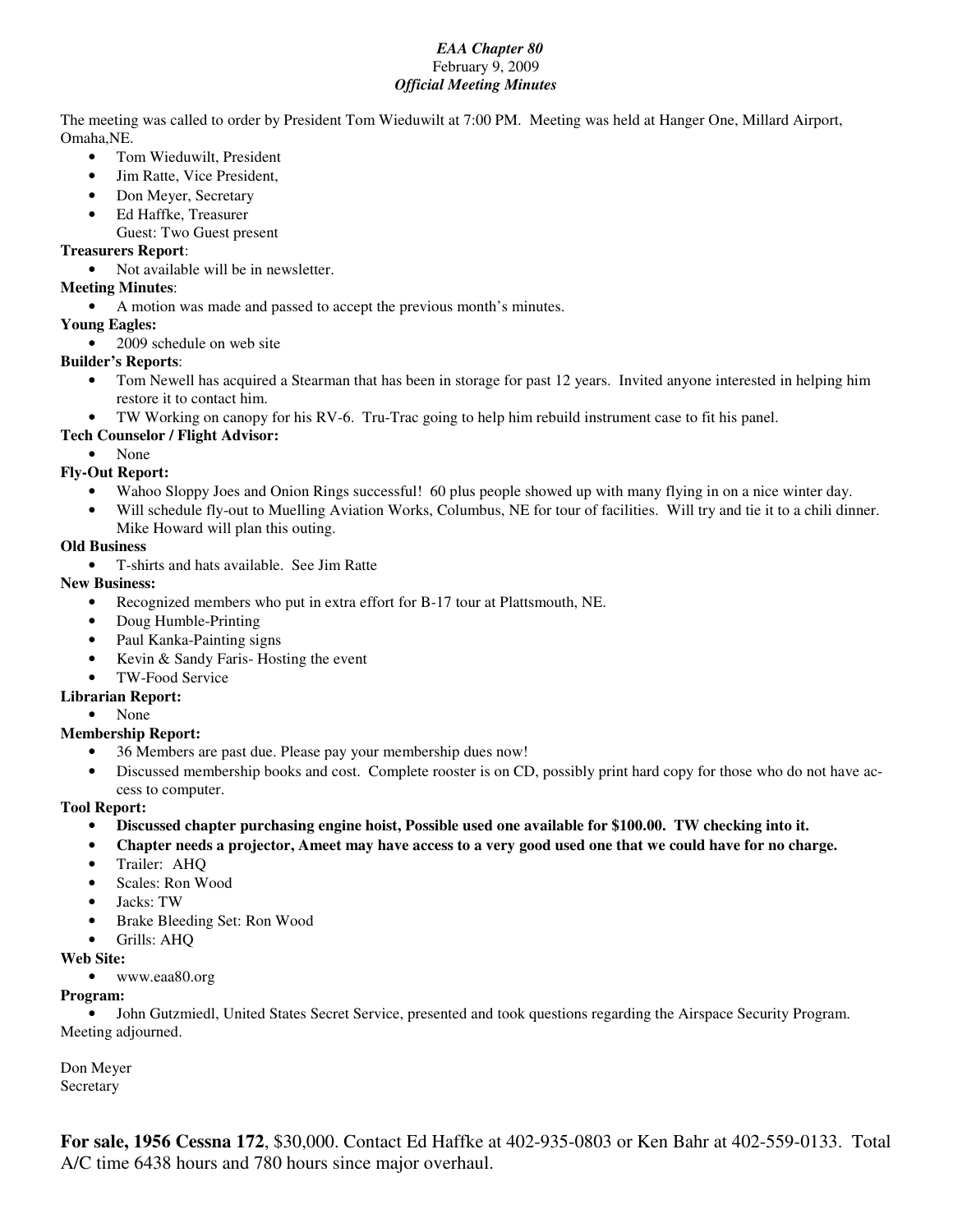***EAA Chapter 80***
February 9, 2009
***Official Meeting Minutes***

The meeting was called to order by President Tom Wieduwilt at 7:00 PM. Meeting was held at Hanger One, Millard Airport, Omaha,NE.

- Tom Wieduwilt, President
- Jim Ratte, Vice President,
- Don Meyer, Secretary
- Ed Haffke, Treasurer
  Guest: Two Guest present

**Treasurers Report**:

- Not available will be in newsletter.

**Meeting Minutes**:

- A motion was made and passed to accept the previous month's minutes.

**Young Eagles:**

- 2009 schedule on web site

**Builder's Reports**:

- Tom Newell has acquired a Stearman that has been in storage for past 12 years. Invited anyone interested in helping him restore it to contact him.
- TW Working on canopy for his RV-6. Tru-Trac going to help him rebuild instrument case to fit his panel.

**Tech Counselor / Flight Advisor:**

- None

**Fly-Out Report:**

- Wahoo Sloppy Joes and Onion Rings successful! 60 plus people showed up with many flying in on a nice winter day.
- Will schedule fly-out to Muelling Aviation Works, Columbus, NE for tour of facilities. Will try and tie it to a chili dinner. Mike Howard will plan this outing.

**Old Business**

- T-shirts and hats available. See Jim Ratte

**New Business:**

- Recognized members who put in extra effort for B-17 tour at Plattsmouth, NE.
- Doug Humble-Printing
- Paul Kanka-Painting signs
- Kevin & Sandy Faris- Hosting the event
- TW-Food Service

**Librarian Report:**

- None

**Membership Report:**

- 36 Members are past due. Please pay your membership dues now!
- Discussed membership books and cost. Complete rooster is on CD, possibly print hard copy for those who do not have access to computer.

**Tool Report:**

- **Discussed chapter purchasing engine hoist, Possible used one available for $100.00. TW checking into it.**
- **Chapter needs a projector, Ameet may have access to a very good used one that we could have for no charge.**
- Trailer: AHQ
- Scales: Ron Wood
- Jacks: TW
- Brake Bleeding Set: Ron Wood
- Grills: AHQ

**Web Site:**

- www.eaa80.org

**Program:**

- John Gutzmiedl, United States Secret Service, presented and took questions regarding the Airspace Security Program.

Meeting adjourned.

Don Meyer
Secretary

**For sale, 1956 Cessna 172**, $30,000. Contact Ed Haffke at 402-935-0803 or Ken Bahr at 402-559-0133. Total A/C time 6438 hours and 780 hours since major overhaul.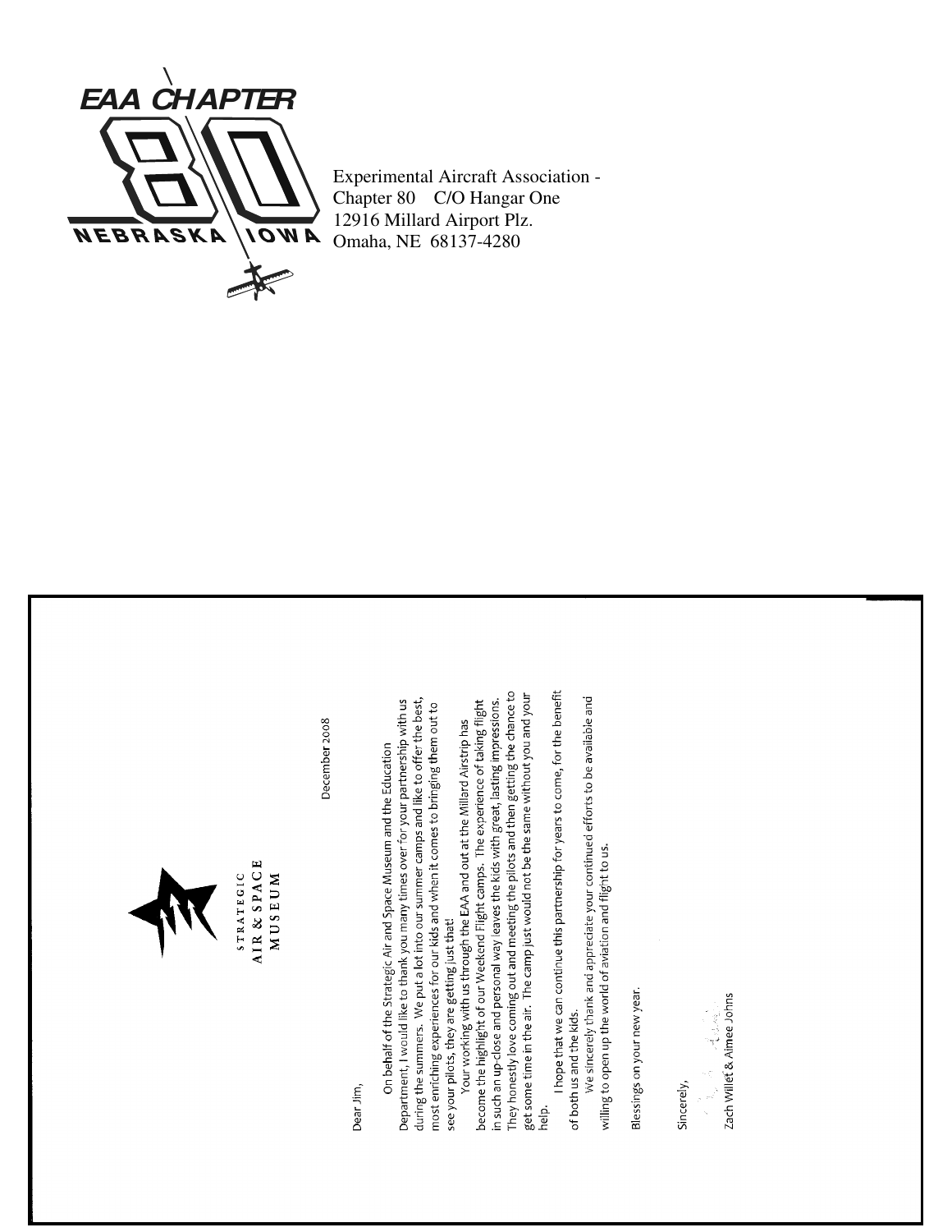EAA CHAPTER 80

NEBRASKA IOWA

Experimental Aircraft Association -
Chapter 80    C/O Hangar One
12916 Millard Airport Plz.
Omaha, NE  68137-4280

STRATEGIC
AIR & SPACE
MUSEUM

December 2008

Dear Jim,

On behalf of the Strategic Air and Space Museum and the Education Department, I would like to thank you many times over for your partnership with us during the summers. We put a lot into our summer camps and like to offer the best, most enriching experiences for our kids and when it comes to bringing them out to see your pilots, they are getting just that!

Your working with us through the EAA and out at the Millard Airstrip has become the highlight of our Weekend Flight camps. The experience of taking flight in such an up-close and personal way leaves the kids with great, lasting impressions. They honestly love coming out and meeting the pilots and then getting the chance to get some time in the air. The camp just would not be the same without you and your help.

I hope that we can continue this partnership for years to come, for the benefit of both us and the kids.

We sincerely thank and appreciate your continued efforts to be available and willing to open up the world of aviation and flight to us.

Blessings on your new year.

Sincerely,

Zach Willet & Aimee Johns